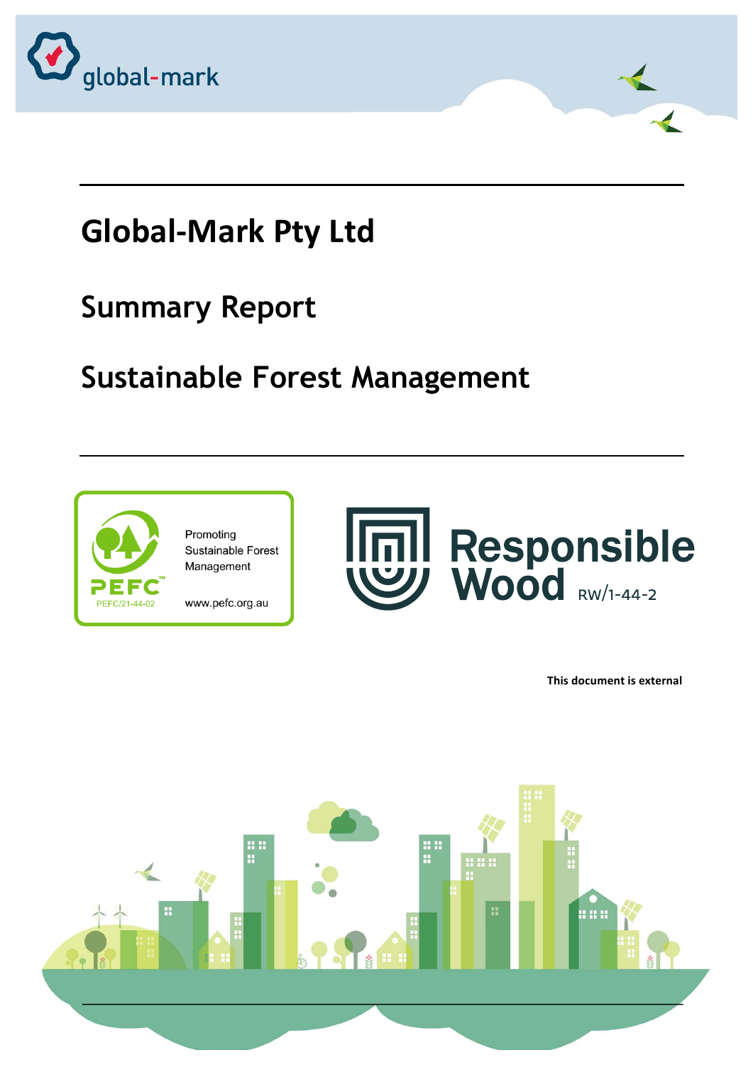global-mark

# Global-Mark Pty Ltd

## Summary Report

## Sustainable Forest Management

PEFC
Promoting Sustainable Forest Management
PEFC/21-44-02
www.pefc.org.au

Responsible Wood RW/1-44-2

**This document is external**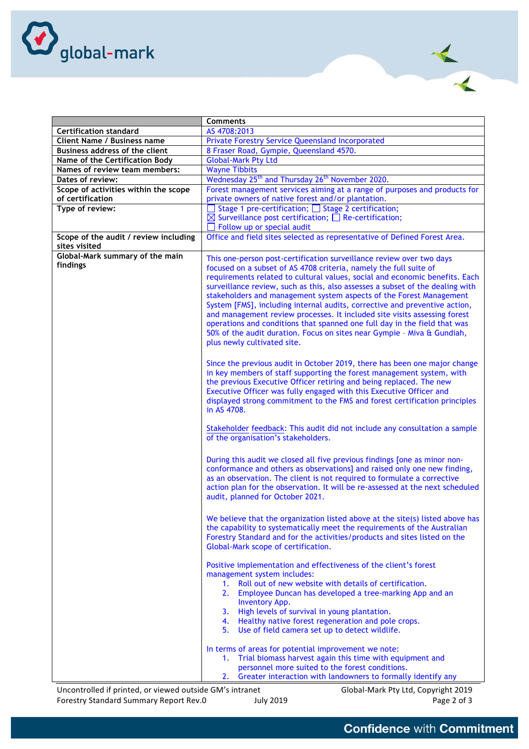| | Comments |
|---|---|
| **Certification standard** | AS 4708:2013 |
| **Client Name / Business name** | Private Forestry Service Queensland Incorporated |
| **Business address of the client** | 8 Fraser Road, Gympie, Queensland 4570. |
| **Name of the Certification Body** | Global-Mark Pty Ltd |
| **Names of review team members:** | Wayne Tibbits |
| **Dates of review:** | Wednesday 25th and Thursday 26th November 2020. |
| **Scope of activities within the scope of certification** | Forest management services aiming at a range of purposes and products for private owners of native forest and/or plantation. |
| **Type of review:** | ☐ Stage 1 pre-certification; ☐ Stage 2 certification; ☒ Surveillance post certification; ☐ Re-certification; ☐ Follow up or special audit |
| **Scope of the audit / review including sites visited** | Office and field sites selected as representative of Defined Forest Area. |
| **Global-Mark summary of the main findings** | This one-person post-certification surveillance review over two days focused on a subset of AS 4708 criteria, namely the full suite of requirements related to cultural values, social and economic benefits. Each surveillance review, such as this, also assesses a subset of the dealing with stakeholders and management system aspects of the Forest Management System [FMS], including internal audits, corrective and preventive action, and management review processes. It included site visits assessing forest operations and conditions that spanned one full day in the field that was 50% of the audit duration. Focus on sites near Gympie – Miva & Gundiah, plus newly cultivated site.<br><br>Since the previous audit in October 2019, there has been one major change in key members of staff supporting the forest management system, with the previous Executive Officer retiring and being replaced. The new Executive Officer was fully engaged with this Executive Officer and displayed strong commitment to the FMS and forest certification principles in AS 4708.<br><br>Stakeholder feedback: This audit did not include any consultation a sample of the organisation's stakeholders.<br><br>During this audit we closed all five previous findings [one as minor non-conformance and others as observations] and raised only one new finding, as an observation. The client is not required to formulate a corrective action plan for the observation. It will be re-assessed at the next scheduled audit, planned for October 2021.<br><br>We believe that the organization listed above at the site(s) listed above has the capability to systematically meet the requirements of the Australian Forestry Standard and for the activities/products and sites listed on the Global-Mark scope of certification.<br><br>Positive implementation and effectiveness of the client's forest management system includes:<br>1. Roll out of new website with details of certification.<br>2. Employee Duncan has developed a tree-marking App and an Inventory App.<br>3. High levels of survival in young plantation.<br>4. Healthy native forest regeneration and pole crops.<br>5. Use of field camera set up to detect wildlife.<br><br>In terms of areas for potential improvement we note:<br>1. Trial biomass harvest again this time with equipment and personnel more suited to the forest conditions.<br>2. Greater interaction with landowners to formally identify any |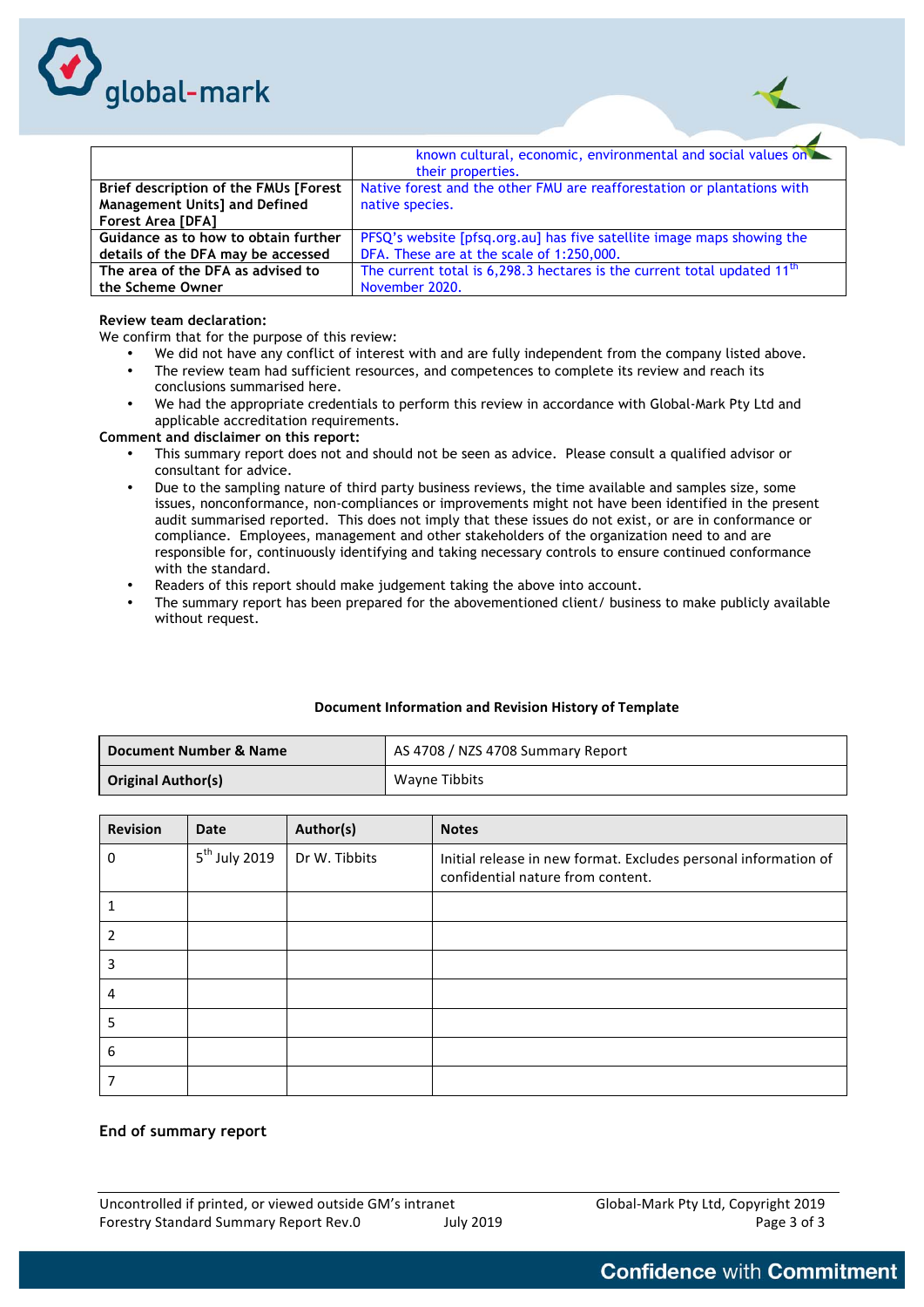| | |
|---|---|
| | known cultural, economic, environmental and social values on their properties. |
| Brief description of the FMUs [Forest Management Units] and Defined Forest Area [DFA] | Native forest and the other FMU are reafforestation or plantations with native species. |
| Guidance as to how to obtain further details of the DFA may be accessed | PFSQ's website [pfsq.org.au] has five satellite image maps showing the DFA. These are at the scale of 1:250,000. |
| The area of the DFA as advised to the Scheme Owner | The current total is 6,298.3 hectares is the current total updated 11th November 2020. |

**Review team declaration:**

We confirm that for the purpose of this review:

- We did not have any conflict of interest with and are fully independent from the company listed above.
- The review team had sufficient resources, and competences to complete its review and reach its conclusions summarised here.
- We had the appropriate credentials to perform this review in accordance with Global-Mark Pty Ltd and applicable accreditation requirements.

**Comment and disclaimer on this report:**

- This summary report does not and should not be seen as advice. Please consult a qualified advisor or consultant for advice.
- Due to the sampling nature of third party business reviews, the time available and samples size, some issues, nonconformance, non-compliances or improvements might not have been identified in the present audit summarised reported. This does not imply that these issues do not exist, or are in conformance or compliance. Employees, management and other stakeholders of the organization need to and are responsible for, continuously identifying and taking necessary controls to ensure continued conformance with the standard.
- Readers of this report should make judgement taking the above into account.
- The summary report has been prepared for the abovementioned client/ business to make publicly available without request.

**Document Information and Revision History of Template**

| | |
|---|---|
| **Document Number & Name** | AS 4708 / NZS 4708 Summary Report |
| **Original Author(s)** | Wayne Tibbits |

| Revision | Date | Author(s) | Notes |
|---|---|---|---|
| 0 | 5th July 2019 | Dr W. Tibbits | Initial release in new format. Excludes personal information of confidential nature from content. |
| 1 | | | |
| 2 | | | |
| 3 | | | |
| 4 | | | |
| 5 | | | |
| 6 | | | |
| 7 | | | |

**End of summary report**